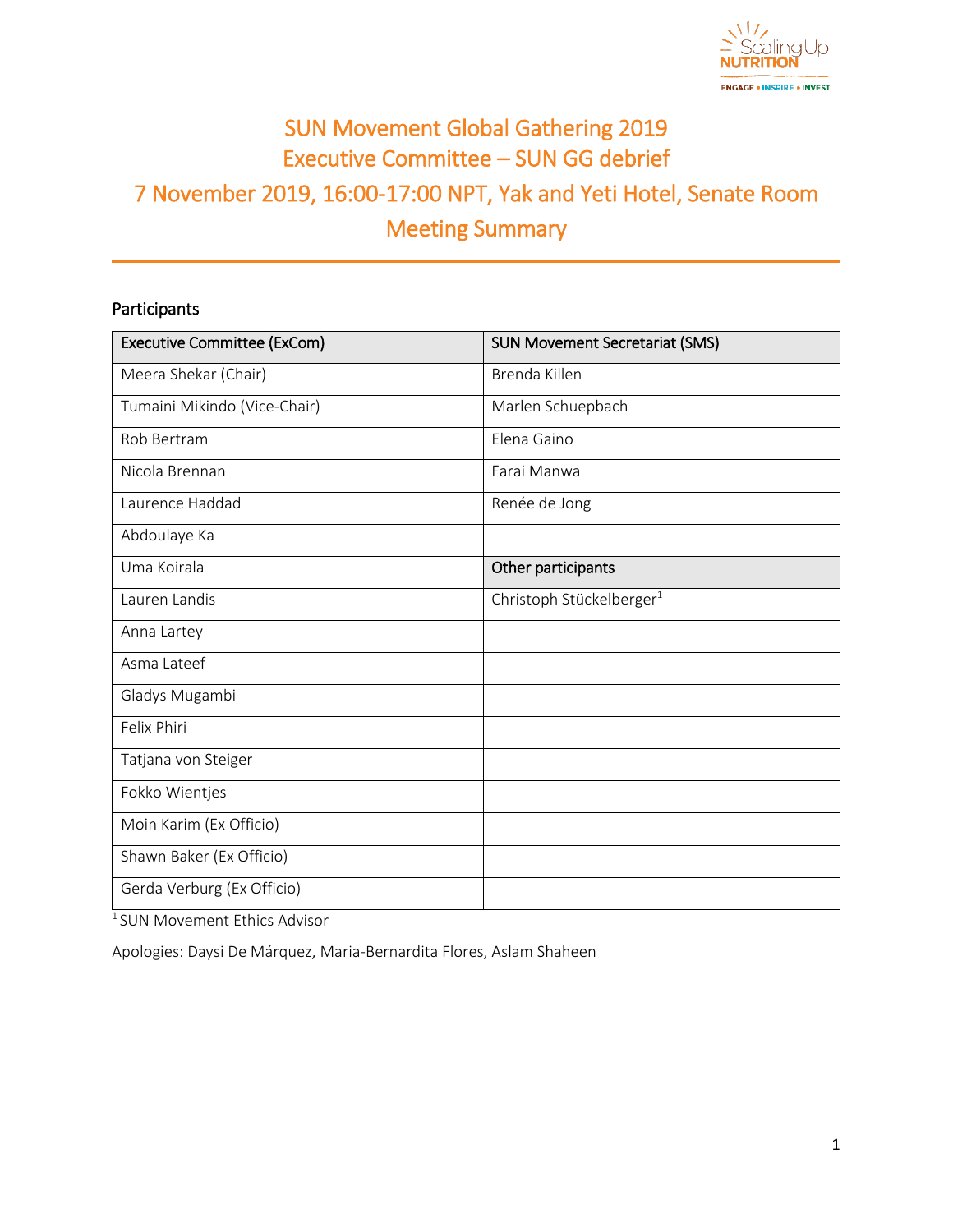# SUN Movement Global Gathering 2019
# Executive Committee – SUN GG debrief
# 7 November 2019, 16:00-17:00 NPT, Yak and Yeti Hotel, Senate Room
# Meeting Summary

## Participants

| Executive Committee (ExCom) | SUN Movement Secretariat (SMS) |
|---|---|
| Meera Shekar (Chair) | Brenda Killen |
| Tumaini Mikindo (Vice-Chair) | Marlen Schuepbach |
| Rob Bertram | Elena Gaino |
| Nicola Brennan | Farai Manwa |
| Laurence Haddad | Renée de Jong |
| Abdoulaye Ka | |
| Uma Koirala | **Other participants** |
| Lauren Landis | Christoph Stückelberger[1] |
| Anna Lartey | |
| Asma Lateef | |
| Gladys Mugambi | |
| Felix Phiri | |
| Tatjana von Steiger | |
| Fokko Wientjes | |
| Moin Karim (Ex Officio) | |
| Shawn Baker (Ex Officio) | |
| Gerda Verburg (Ex Officio) | |

[1] SUN Movement Ethics Advisor

Apologies: Daysi De Márquez, Maria-Bernardita Flores, Aslam Shaheen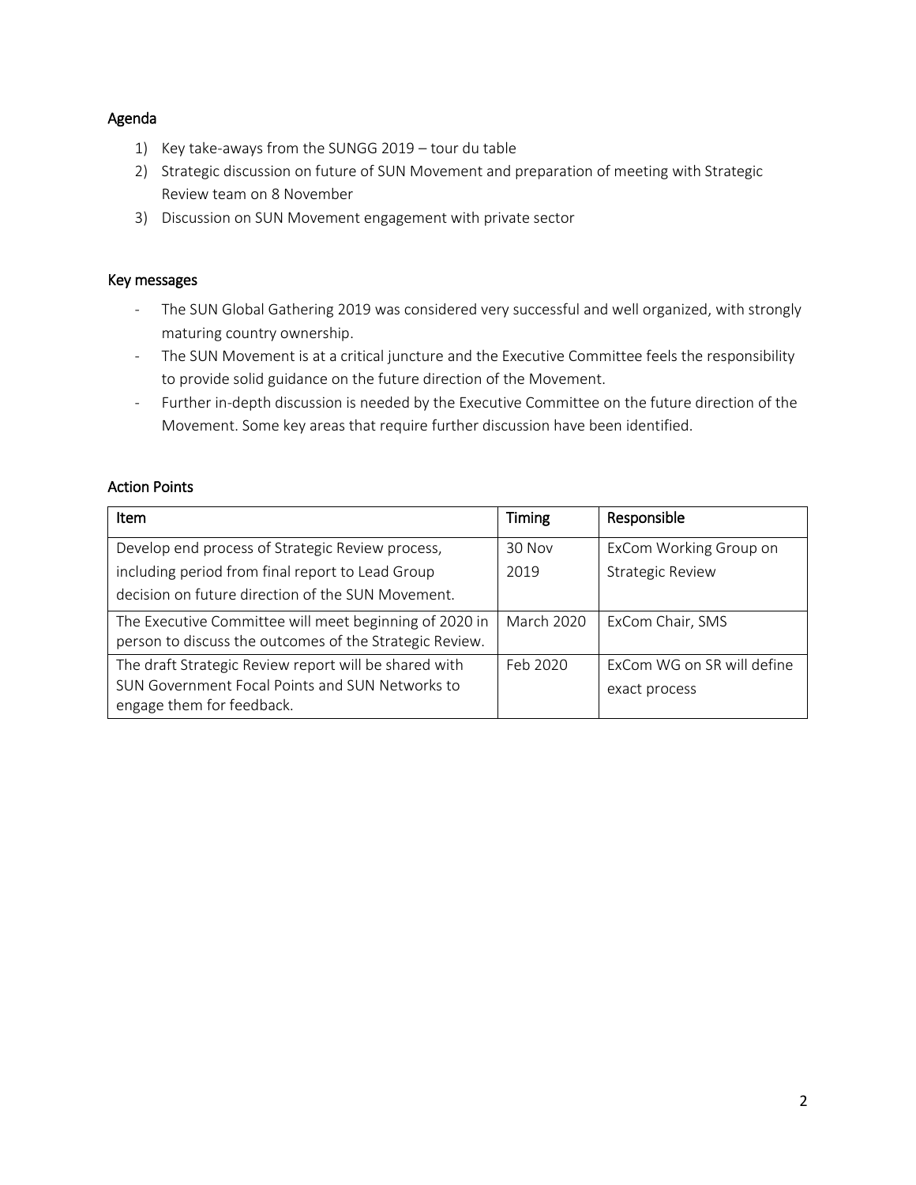## Agenda

1) Key take-aways from the SUNGG 2019 – tour du table
2) Strategic discussion on future of SUN Movement and preparation of meeting with Strategic Review team on 8 November
3) Discussion on SUN Movement engagement with private sector

## Key messages

- The SUN Global Gathering 2019 was considered very successful and well organized, with strongly maturing country ownership.
- The SUN Movement is at a critical juncture and the Executive Committee feels the responsibility to provide solid guidance on the future direction of the Movement.
- Further in-depth discussion is needed by the Executive Committee on the future direction of the Movement. Some key areas that require further discussion have been identified.

## Action Points

| Item | Timing | Responsible |
|---|---|---|
| Develop end process of Strategic Review process, including period from final report to Lead Group decision on future direction of the SUN Movement. | 30 Nov 2019 | ExCom Working Group on Strategic Review |
| The Executive Committee will meet beginning of 2020 in person to discuss the outcomes of the Strategic Review. | March 2020 | ExCom Chair, SMS |
| The draft Strategic Review report will be shared with SUN Government Focal Points and SUN Networks to engage them for feedback. | Feb 2020 | ExCom WG on SR will define exact process |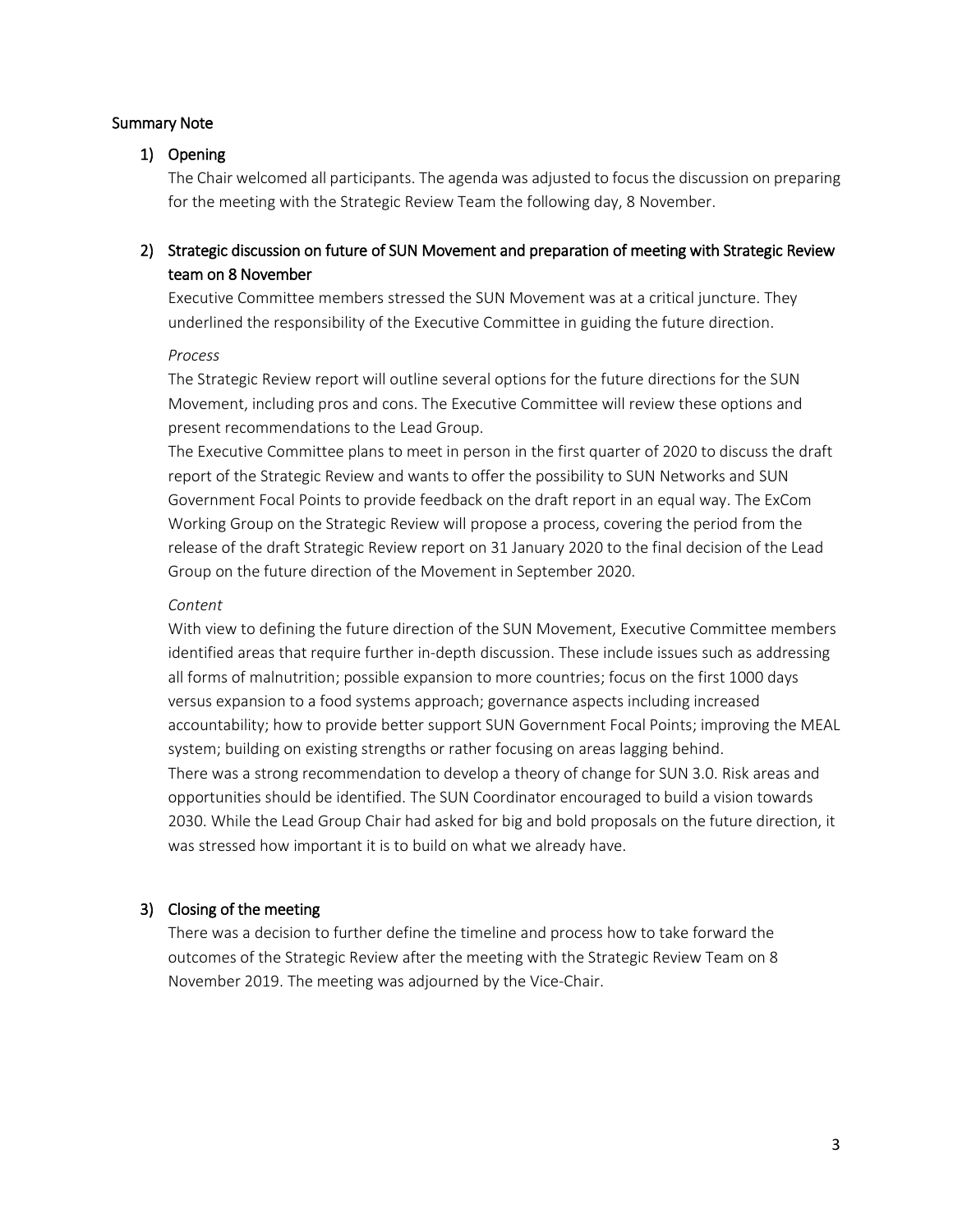## Summary Note

### 1) Opening

The Chair welcomed all participants. The agenda was adjusted to focus the discussion on preparing for the meeting with the Strategic Review Team the following day, 8 November.

### 2) Strategic discussion on future of SUN Movement and preparation of meeting with Strategic Review team on 8 November

Executive Committee members stressed the SUN Movement was at a critical juncture. They underlined the responsibility of the Executive Committee in guiding the future direction.

*Process*

The Strategic Review report will outline several options for the future directions for the SUN Movement, including pros and cons. The Executive Committee will review these options and present recommendations to the Lead Group.

The Executive Committee plans to meet in person in the first quarter of 2020 to discuss the draft report of the Strategic Review and wants to offer the possibility to SUN Networks and SUN Government Focal Points to provide feedback on the draft report in an equal way. The ExCom Working Group on the Strategic Review will propose a process, covering the period from the release of the draft Strategic Review report on 31 January 2020 to the final decision of the Lead Group on the future direction of the Movement in September 2020.

*Content*

With view to defining the future direction of the SUN Movement, Executive Committee members identified areas that require further in-depth discussion. These include issues such as addressing all forms of malnutrition; possible expansion to more countries; focus on the first 1000 days versus expansion to a food systems approach; governance aspects including increased accountability; how to provide better support SUN Government Focal Points; improving the MEAL system; building on existing strengths or rather focusing on areas lagging behind.

There was a strong recommendation to develop a theory of change for SUN 3.0. Risk areas and opportunities should be identified. The SUN Coordinator encouraged to build a vision towards 2030. While the Lead Group Chair had asked for big and bold proposals on the future direction, it was stressed how important it is to build on what we already have.

### 3) Closing of the meeting

There was a decision to further define the timeline and process how to take forward the outcomes of the Strategic Review after the meeting with the Strategic Review Team on 8 November 2019. The meeting was adjourned by the Vice-Chair.